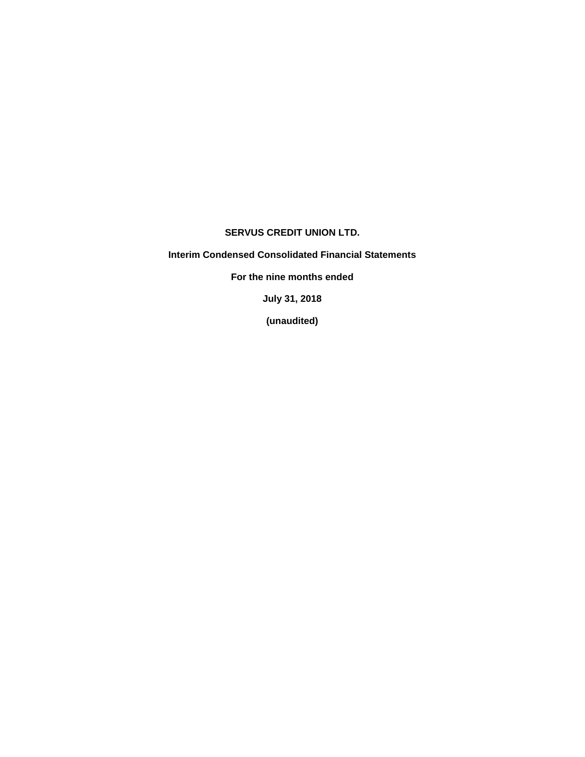**SERVUS CREDIT UNION LTD.**

**Interim Condensed Consolidated Financial Statements**

**For the nine months ended**

**July 31, 2018**

**(unaudited)**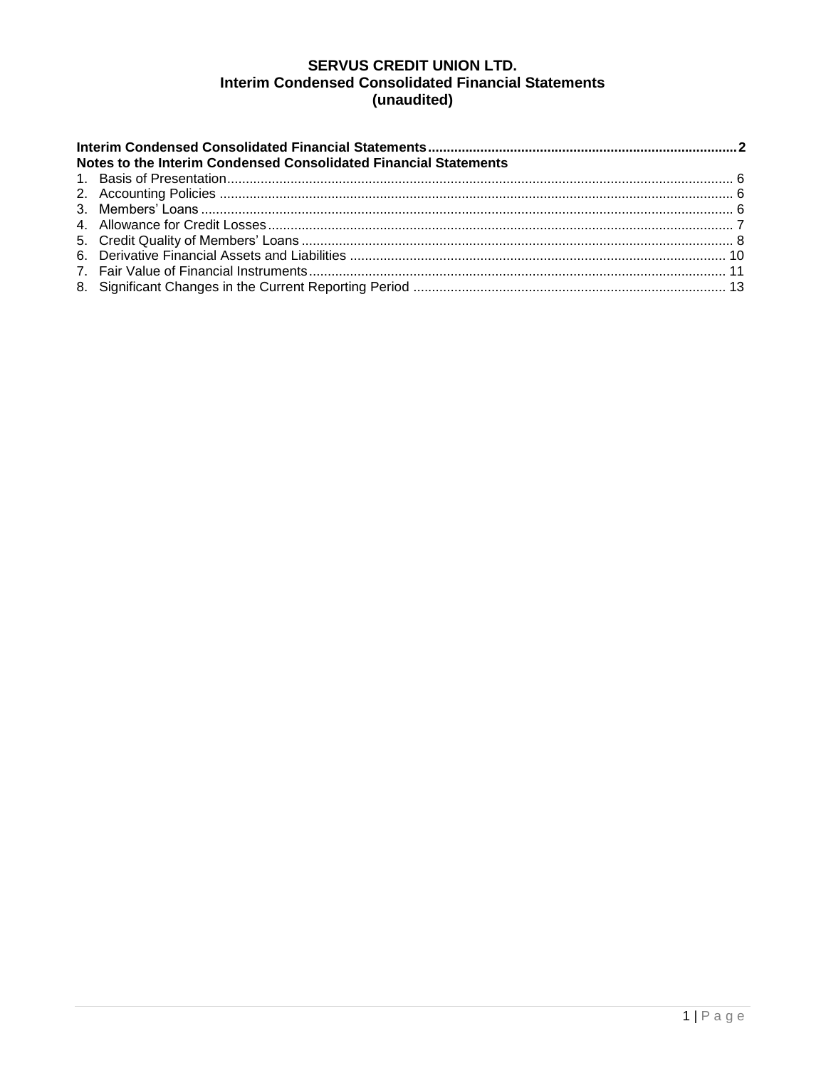**SERVUS CREDIT UNION LTD.**
**Interim Condensed Consolidated Financial Statements**
**(unaudited)**

| | |
|---|---|
| **Interim Condensed Consolidated Financial Statements** | **2** |
| **Notes to the Interim Condensed Consolidated Financial Statements** | |
| 1. Basis of Presentation | 6 |
| 2. Accounting Policies | 6 |
| 3. Members' Loans | 6 |
| 4. Allowance for Credit Losses | 7 |
| 5. Credit Quality of Members' Loans | 8 |
| 6. Derivative Financial Assets and Liabilities | 10 |
| 7. Fair Value of Financial Instruments | 11 |
| 8. Significant Changes in the Current Reporting Period | 13 |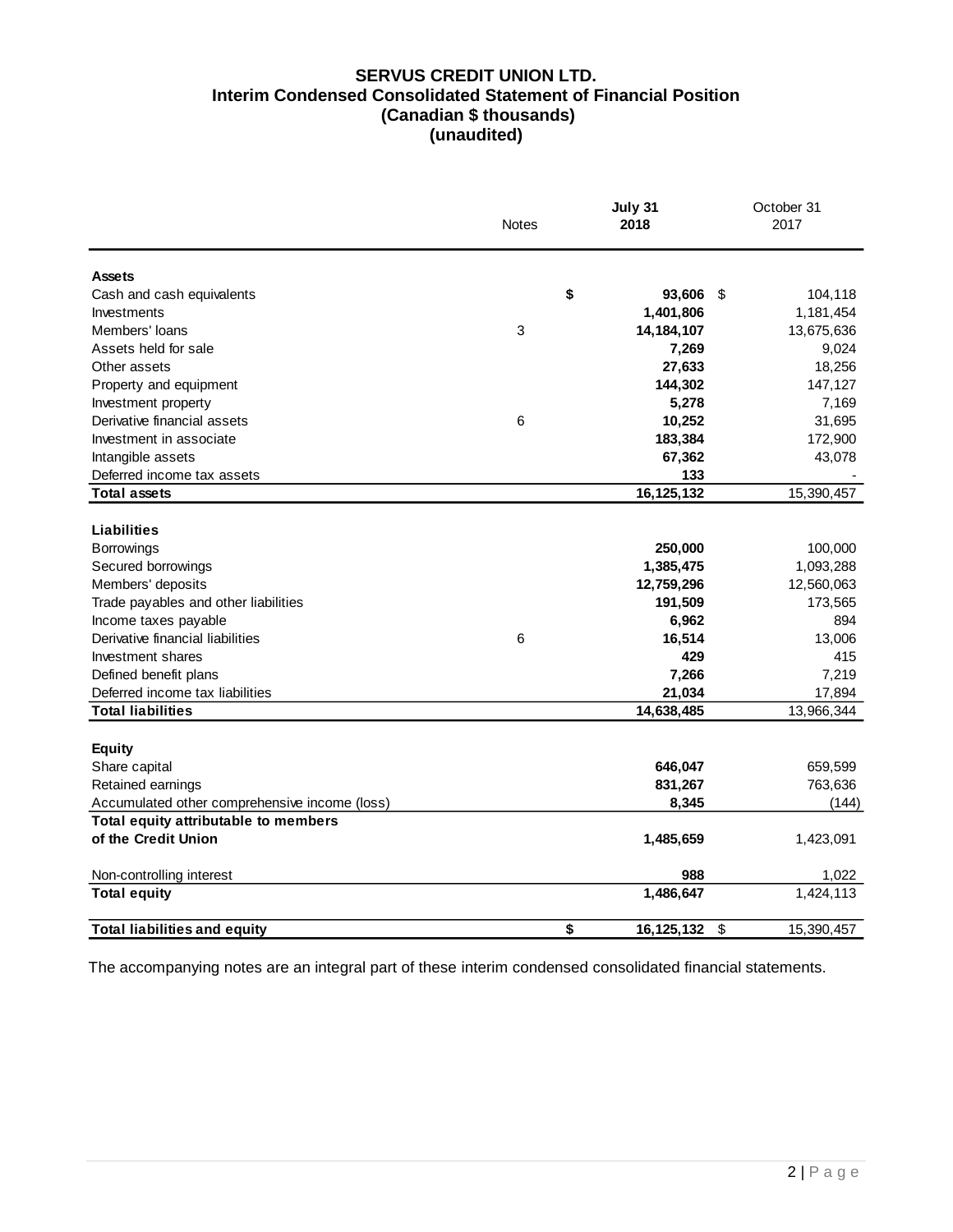# SERVUS CREDIT UNION LTD.
## Interim Condensed Consolidated Statement of Financial Position
## (Canadian $ thousands)
## (unaudited)

| | Notes | July 31 2018 | October 31 2017 |
|---|---|---|---|
| **Assets** | | | |
| Cash and cash equivalents | | $ **93,606** | $ 104,118 |
| Investments | | **1,401,806** | 1,181,454 |
| Members' loans | 3 | **14,184,107** | 13,675,636 |
| Assets held for sale | | **7,269** | 9,024 |
| Other assets | | **27,633** | 18,256 |
| Property and equipment | | **144,302** | 147,127 |
| Investment property | | **5,278** | 7,169 |
| Derivative financial assets | 6 | **10,252** | 31,695 |
| Investment in associate | | **183,384** | 172,900 |
| Intangible assets | | **67,362** | 43,078 |
| Deferred income tax assets | | **133** | - |
| **Total assets** | | **16,125,132** | 15,390,457 |
| **Liabilities** | | | |
| Borrowings | | **250,000** | 100,000 |
| Secured borrowings | | **1,385,475** | 1,093,288 |
| Members' deposits | | **12,759,296** | 12,560,063 |
| Trade payables and other liabilities | | **191,509** | 173,565 |
| Income taxes payable | | **6,962** | 894 |
| Derivative financial liabilities | 6 | **16,514** | 13,006 |
| Investment shares | | **429** | 415 |
| Defined benefit plans | | **7,266** | 7,219 |
| Deferred income tax liabilities | | **21,034** | 17,894 |
| **Total liabilities** | | **14,638,485** | 13,966,344 |
| **Equity** | | | |
| Share capital | | **646,047** | 659,599 |
| Retained earnings | | **831,267** | 763,636 |
| Accumulated other comprehensive income (loss) | | **8,345** | (144) |
| **Total equity attributable to members of the Credit Union** | | **1,485,659** | 1,423,091 |
| Non-controlling interest | | **988** | 1,022 |
| **Total equity** | | **1,486,647** | 1,424,113 |
| **Total liabilities and equity** | | $ **16,125,132** | $ 15,390,457 |

The accompanying notes are an integral part of these interim condensed consolidated financial statements.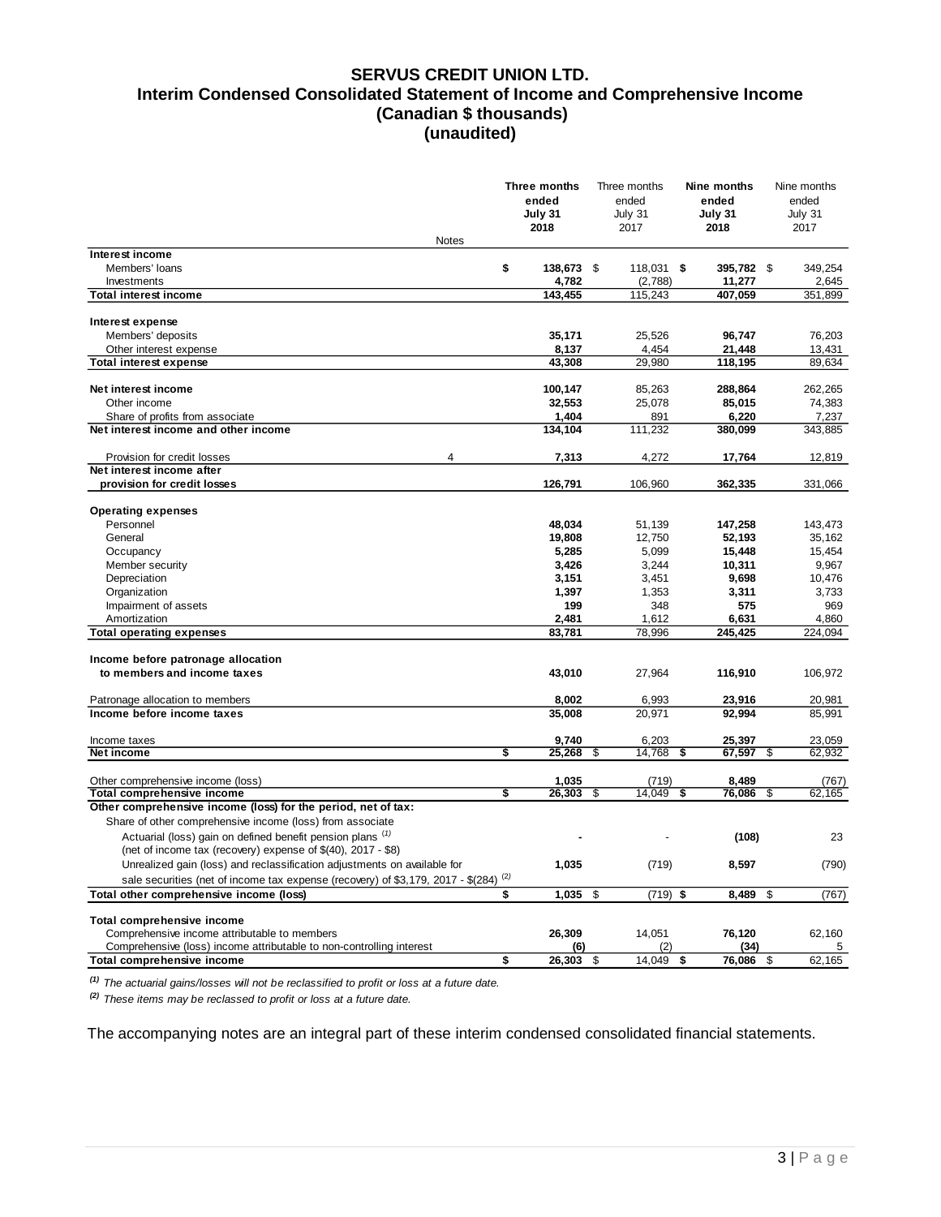# SERVUS CREDIT UNION LTD.
## Interim Condensed Consolidated Statement of Income and Comprehensive Income
### (Canadian $ thousands)
### (unaudited)

| | Notes | Three months ended July 31 2018 | Three months ended July 31 2017 | Nine months ended July 31 2018 | Nine months ended July 31 2017 |
|---|---|---|---|---|---|
| **Interest income** | | | | | |
| Members' loans | | $ 138,673 | $ 118,031 | $ 395,782 | $ 349,254 |
| Investments | | 4,782 | (2,788) | 11,277 | 2,645 |
| **Total interest income** | | 143,455 | 115,243 | 407,059 | 351,899 |
| | | | | | |
| **Interest expense** | | | | | |
| Members' deposits | | 35,171 | 25,526 | 96,747 | 76,203 |
| Other interest expense | | 8,137 | 4,454 | 21,448 | 13,431 |
| **Total interest expense** | | 43,308 | 29,980 | 118,195 | 89,634 |
| | | | | | |
| **Net interest income** | | 100,147 | 85,263 | 288,864 | 262,265 |
| Other income | | 32,553 | 25,078 | 85,015 | 74,383 |
| Share of profits from associate | | 1,404 | 891 | 6,220 | 7,237 |
| **Net interest income and other income** | | 134,104 | 111,232 | 380,099 | 343,885 |
| | | | | | |
| Provision for credit losses | 4 | 7,313 | 4,272 | 17,764 | 12,819 |
| **Net interest income after provision for credit losses** | | 126,791 | 106,960 | 362,335 | 331,066 |
| | | | | | |
| **Operating expenses** | | | | | |
| Personnel | | 48,034 | 51,139 | 147,258 | 143,473 |
| General | | 19,808 | 12,750 | 52,193 | 35,162 |
| Occupancy | | 5,285 | 5,099 | 15,448 | 15,454 |
| Member security | | 3,426 | 3,244 | 10,311 | 9,967 |
| Depreciation | | 3,151 | 3,451 | 9,698 | 10,476 |
| Organization | | 1,397 | 1,353 | 3,311 | 3,733 |
| Impairment of assets | | 199 | 348 | 575 | 969 |
| Amortization | | 2,481 | 1,612 | 6,631 | 4,860 |
| **Total operating expenses** | | 83,781 | 78,996 | 245,425 | 224,094 |
| | | | | | |
| **Income before patronage allocation to members and income taxes** | | 43,010 | 27,964 | 116,910 | 106,972 |
| | | | | | |
| Patronage allocation to members | | 8,002 | 6,993 | 23,916 | 20,981 |
| **Income before income taxes** | | 35,008 | 20,971 | 92,994 | 85,991 |
| | | | | | |
| Income taxes | | 9,740 | 6,203 | 25,397 | 23,059 |
| **Net income** | | $ 25,268 | $ 14,768 | $ 67,597 | $ 62,932 |
| | | | | | |
| Other comprehensive income (loss) | | 1,035 | (719) | 8,489 | (767) |
| **Total comprehensive income** | | $ 26,303 | $ 14,049 | $ 76,086 | $ 62,165 |
| **Other comprehensive income (loss) for the period, net of tax:** | | | | | |
| Share of other comprehensive income (loss) from associate | | | | | |
| Actuarial (loss) gain on defined benefit pension plans [(1)] (net of income tax (recovery) expense of $(40), 2017 - $8) | | - | - | (108) | 23 |
| Unrealized gain (loss) and reclassification adjustments on available for sale securities (net of income tax expense (recovery) of $3,179, 2017 - $(284) [(2)] | | 1,035 | (719) | 8,597 | (790) |
| **Total other comprehensive income (loss)** | | $ 1,035 | $ (719) | $ 8,489 | $ (767) |
| | | | | | |
| **Total comprehensive income** | | | | | |
| Comprehensive income attributable to members | | 26,309 | 14,051 | 76,120 | 62,160 |
| Comprehensive (loss) income attributable to non-controlling interest | | (6) | (2) | (34) | 5 |
| **Total comprehensive income** | | $ 26,303 | $ 14,049 | $ 76,086 | $ 62,165 |

*[(1)] The actuarial gains/losses will not be reclassified to profit or loss at a future date.*

*[(2)] These items may be reclassed to profit or loss at a future date.*

The accompanying notes are an integral part of these interim condensed consolidated financial statements.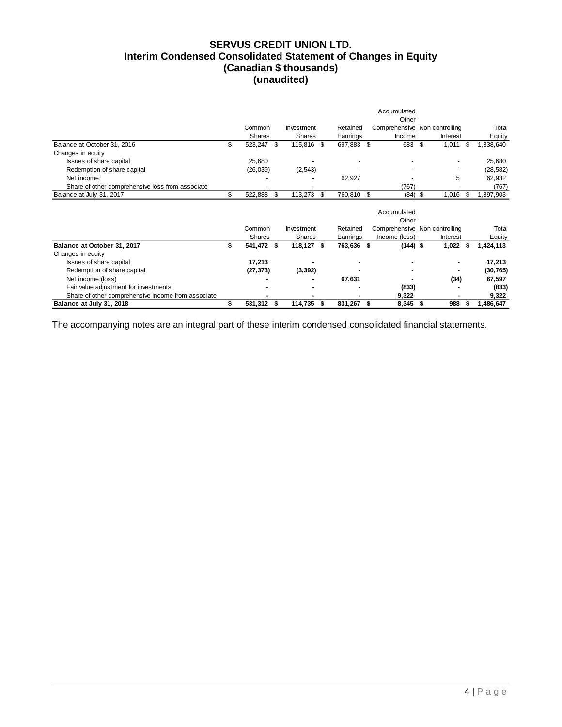# SERVUS CREDIT UNION LTD.
## Interim Condensed Consolidated Statement of Changes in Equity
## (Canadian $ thousands)
## (unaudited)

| | Common Shares | Investment Shares | Retained Earnings | Accumulated Other Comprehensive Income | Non-controlling Interest | Total Equity |
|---|---|---|---|---|---|---|
| Balance at October 31, 2016 | $ 523,247 | $ 115,816 | $ 697,883 | $ 683 | $ 1,011 | $ 1,338,640 |
| Changes in equity | | | | | | |
| Issues of share capital | 25,680 | - | - | - | - | 25,680 |
| Redemption of share capital | (26,039) | (2,543) | - | - | - | (28,582) |
| Net income | - | - | 62,927 | - | 5 | 62,932 |
| Share of other comprehensive loss from associate | - | - | - | (767) | - | (767) |
| Balance at July 31, 2017 | $ 522,888 | $ 113,273 | $ 760,810 | $ (84) | $ 1,016 | $ 1,397,903 |

| | Common Shares | Investment Shares | Retained Earnings | Accumulated Other Comprehensive Income (loss) | Non-controlling Interest | Total Equity |
|---|---|---|---|---|---|---|
| **Balance at October 31, 2017** | **$ 541,472** | **$ 118,127** | **$ 763,636** | **$ (144)** | **$ 1,022** | **$ 1,424,113** |
| Changes in equity | | | | | | |
| Issues of share capital | **17,213** | **-** | **-** | **-** | **-** | **17,213** |
| Redemption of share capital | **(27,373)** | **(3,392)** | **-** | **-** | **-** | **(30,765)** |
| Net income (loss) | **-** | **-** | **67,631** | **-** | **(34)** | **67,597** |
| Fair value adjustment for investments | **-** | **-** | **-** | **(833)** | **-** | **(833)** |
| Share of other comprehensive income from associate | **-** | **-** | **-** | **9,322** | **-** | **9,322** |
| **Balance at July 31, 2018** | **$ 531,312** | **$ 114,735** | **$ 831,267** | **$ 8,345** | **$ 988** | **$ 1,486,647** |

The accompanying notes are an integral part of these interim condensed consolidated financial statements.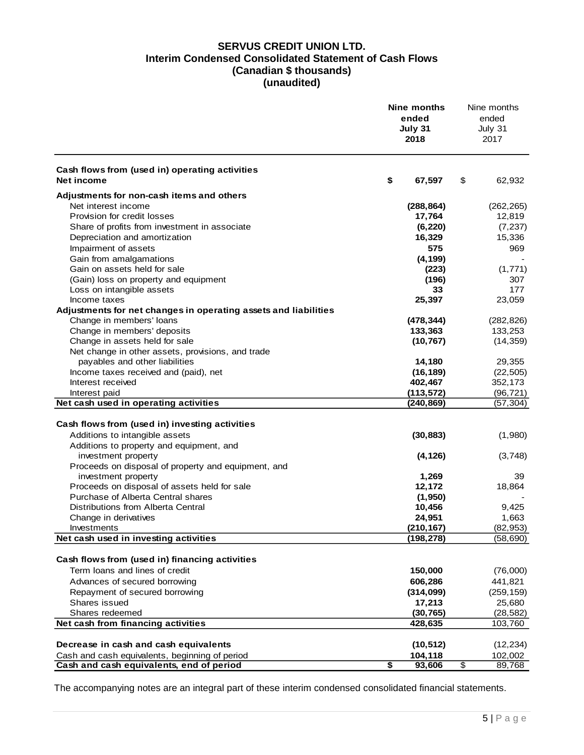# SERVUS CREDIT UNION LTD.
## Interim Condensed Consolidated Statement of Cash Flows
### (Canadian $ thousands)
### (unaudited)

| | **Nine months ended July 31 2018** | Nine months ended July 31 2017 |
|---|---|---|
| **Cash flows from (used in) operating activities** | | |
| **Net income** | **$ 67,597** | $ 62,932 |
| **Adjustments for non-cash items and others** | | |
| Net interest income | **(288,864)** | (262,265) |
| Provision for credit losses | **17,764** | 12,819 |
| Share of profits from investment in associate | **(6,220)** | (7,237) |
| Depreciation and amortization | **16,329** | 15,336 |
| Impairment of assets | **575** | 969 |
| Gain from amalgamations | **(4,199)** | - |
| Gain on assets held for sale | **(223)** | (1,771) |
| (Gain) loss on property and equipment | **(196)** | 307 |
| Loss on intangible assets | **33** | 177 |
| Income taxes | **25,397** | 23,059 |
| **Adjustments for net changes in operating assets and liabilities** | | |
| Change in members' loans | **(478,344)** | (282,826) |
| Change in members' deposits | **133,363** | 133,253 |
| Change in assets held for sale | **(10,767)** | (14,359) |
| Net change in other assets, provisions, and trade payables and other liabilities | **14,180** | 29,355 |
| Income taxes received and (paid), net | **(16,189)** | (22,505) |
| Interest received | **402,467** | 352,173 |
| Interest paid | **(113,572)** | (96,721) |
| **Net cash used in operating activities** | **(240,869)** | (57,304) |
| **Cash flows from (used in) investing activities** | | |
| Additions to intangible assets | **(30,883)** | (1,980) |
| Additions to property and equipment, and investment property | **(4,126)** | (3,748) |
| Proceeds on disposal of property and equipment, and investment property | **1,269** | 39 |
| Proceeds on disposal of assets held for sale | **12,172** | 18,864 |
| Purchase of Alberta Central shares | **(1,950)** | - |
| Distributions from Alberta Central | **10,456** | 9,425 |
| Change in derivatives | **24,951** | 1,663 |
| Investments | **(210,167)** | (82,953) |
| **Net cash used in investing activities** | **(198,278)** | (58,690) |
| **Cash flows from (used in) financing activities** | | |
| Term loans and lines of credit | **150,000** | (76,000) |
| Advances of secured borrowing | **606,286** | 441,821 |
| Repayment of secured borrowing | **(314,099)** | (259,159) |
| Shares issued | **17,213** | 25,680 |
| Shares redeemed | **(30,765)** | (28,582) |
| **Net cash from financing activities** | **428,635** | 103,760 |
| **Decrease in cash and cash equivalents** | **(10,512)** | (12,234) |
| Cash and cash equivalents, beginning of period | **104,118** | 102,002 |
| **Cash and cash equivalents, end of period** | **$ 93,606** | $ 89,768 |

The accompanying notes are an integral part of these interim condensed consolidated financial statements.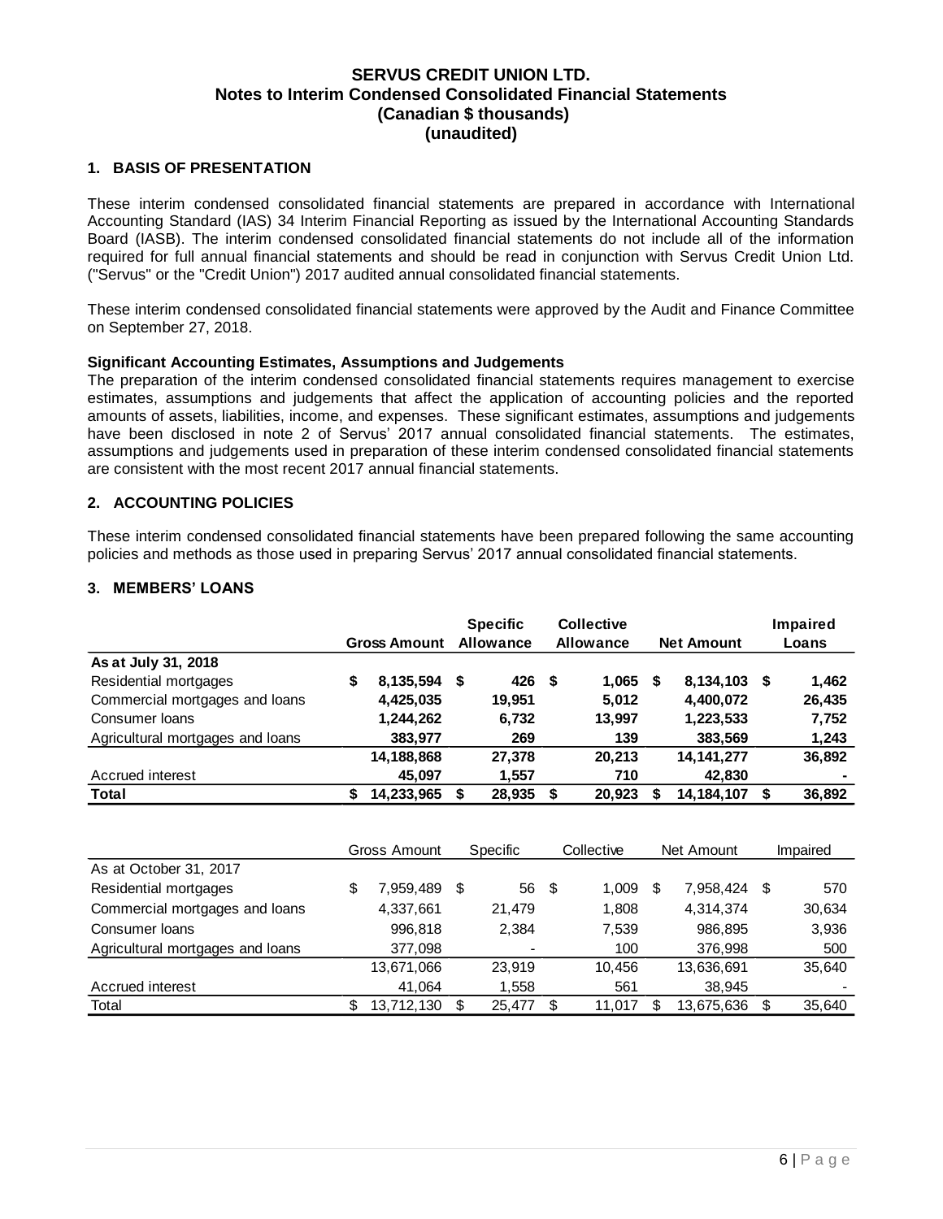**SERVUS CREDIT UNION LTD.**
**Notes to Interim Condensed Consolidated Financial Statements**
**(Canadian $ thousands)**
**(unaudited)**

## 1. BASIS OF PRESENTATION

These interim condensed consolidated financial statements are prepared in accordance with International Accounting Standard (IAS) 34 Interim Financial Reporting as issued by the International Accounting Standards Board (IASB). The interim condensed consolidated financial statements do not include all of the information required for full annual financial statements and should be read in conjunction with Servus Credit Union Ltd. ("Servus" or the "Credit Union") 2017 audited annual consolidated financial statements.

These interim condensed consolidated financial statements were approved by the Audit and Finance Committee on September 27, 2018.

**Significant Accounting Estimates, Assumptions and Judgements**
The preparation of the interim condensed consolidated financial statements requires management to exercise estimates, assumptions and judgements that affect the application of accounting policies and the reported amounts of assets, liabilities, income, and expenses. These significant estimates, assumptions and judgements have been disclosed in note 2 of Servus' 2017 annual consolidated financial statements. The estimates, assumptions and judgements used in preparation of these interim condensed consolidated financial statements are consistent with the most recent 2017 annual financial statements.

## 2. ACCOUNTING POLICIES

These interim condensed consolidated financial statements have been prepared following the same accounting policies and methods as those used in preparing Servus' 2017 annual consolidated financial statements.

## 3. MEMBERS' LOANS

| | Gross Amount | Specific Allowance | Collective Allowance | Net Amount | Impaired Loans |
|---|---|---|---|---|---|
| **As at July 31, 2018** | | | | | |
| Residential mortgages | **$ 8,135,594** | **$ 426** | **$ 1,065** | **$ 8,134,103** | **$ 1,462** |
| Commercial mortgages and loans | **4,425,035** | **19,951** | **5,012** | **4,400,072** | **26,435** |
| Consumer loans | **1,244,262** | **6,732** | **13,997** | **1,223,533** | **7,752** |
| Agricultural mortgages and loans | **383,977** | **269** | **139** | **383,569** | **1,243** |
| | **14,188,868** | **27,378** | **20,213** | **14,141,277** | **36,892** |
| Accrued interest | **45,097** | **1,557** | **710** | **42,830** | **-** |
| **Total** | **$ 14,233,965** | **$ 28,935** | **$ 20,923** | **$ 14,184,107** | **$ 36,892** |

| | Gross Amount | Specific | Collective | Net Amount | Impaired |
|---|---|---|---|---|---|
| As at October 31, 2017 | | | | | |
| Residential mortgages | $ 7,959,489 | $ 56 | $ 1,009 | $ 7,958,424 | $ 570 |
| Commercial mortgages and loans | 4,337,661 | 21,479 | 1,808 | 4,314,374 | 30,634 |
| Consumer loans | 996,818 | 2,384 | 7,539 | 986,895 | 3,936 |
| Agricultural mortgages and loans | 377,098 | - | 100 | 376,998 | 500 |
| | 13,671,066 | 23,919 | 10,456 | 13,636,691 | 35,640 |
| Accrued interest | 41,064 | 1,558 | 561 | 38,945 | - |
| Total | $ 13,712,130 | $ 25,477 | $ 11,017 | $ 13,675,636 | $ 35,640 |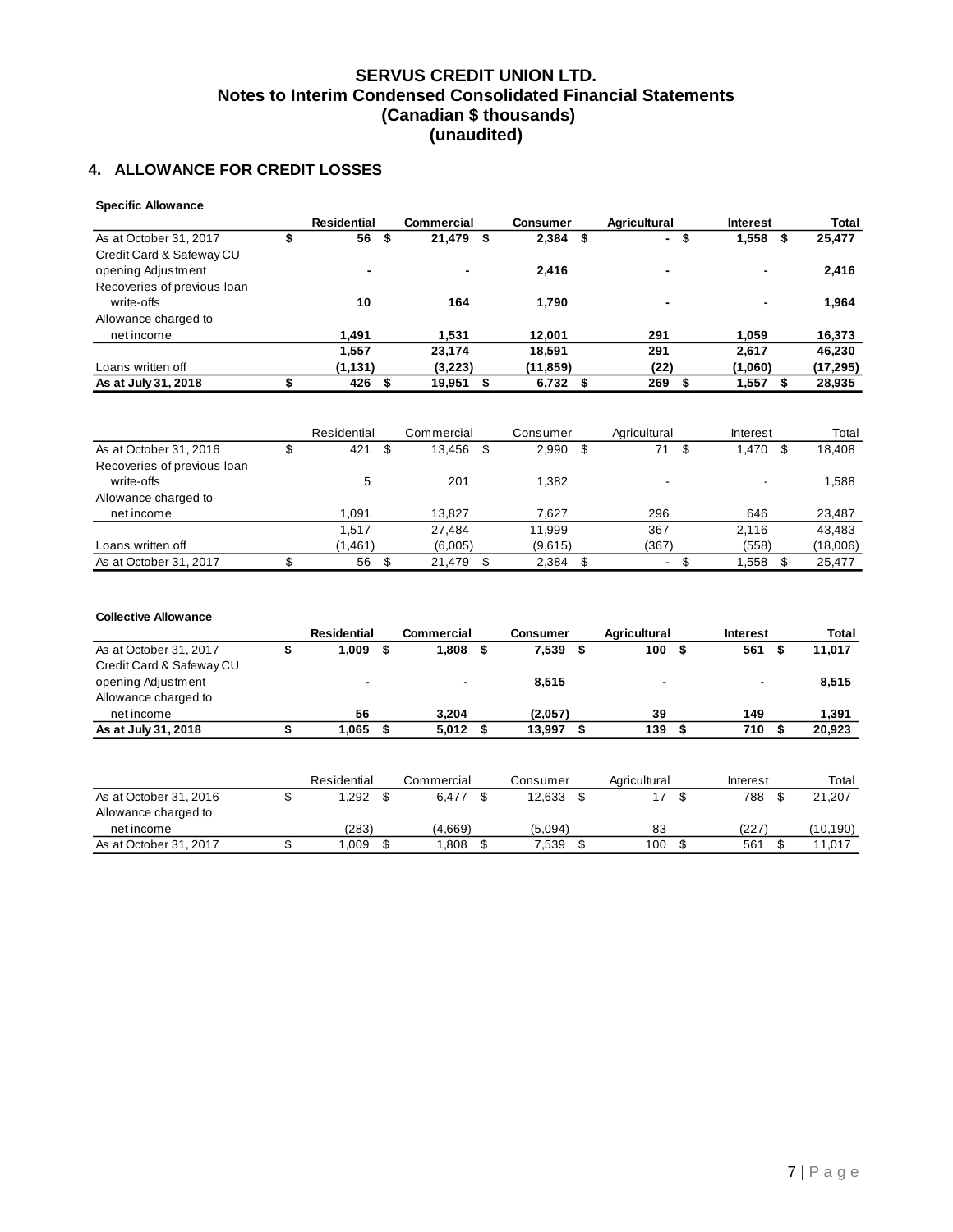# SERVUS CREDIT UNION LTD.
## Notes to Interim Condensed Consolidated Financial Statements
## (Canadian $ thousands)
## (unaudited)

## 4. ALLOWANCE FOR CREDIT LOSSES

**Specific Allowance**

| | Residential | Commercial | Consumer | Agricultural | Interest | Total |
|---|---|---|---|---|---|---|
| As at October 31, 2017 | $ 56 | $ 21,479 | $ 2,384 | $ - | $ 1,558 | $ 25,477 |
| Credit Card & Safeway CU opening Adjustment | - | - | 2,416 | - | - | 2,416 |
| Recoveries of previous loan write-offs | 10 | 164 | 1,790 | - | - | 1,964 |
| Allowance charged to net income | 1,491 | 1,531 | 12,001 | 291 | 1,059 | 16,373 |
| | 1,557 | 23,174 | 18,591 | 291 | 2,617 | 46,230 |
| Loans written off | (1,131) | (3,223) | (11,859) | (22) | (1,060) | (17,295) |
| **As at July 31, 2018** | **$ 426** | **$ 19,951** | **$ 6,732** | **$ 269** | **$ 1,557** | **$ 28,935** |

| | Residential | Commercial | Consumer | Agricultural | Interest | Total |
|---|---|---|---|---|---|---|
| As at October 31, 2016 | $ 421 | $ 13,456 | $ 2,990 | $ 71 | $ 1,470 | $ 18,408 |
| Recoveries of previous loan write-offs | 5 | 201 | 1,382 | - | - | 1,588 |
| Allowance charged to net income | 1,091 | 13,827 | 7,627 | 296 | 646 | 23,487 |
| | 1,517 | 27,484 | 11,999 | 367 | 2,116 | 43,483 |
| Loans written off | (1,461) | (6,005) | (9,615) | (367) | (558) | (18,006) |
| As at October 31, 2017 | $ 56 | $ 21,479 | $ 2,384 | $ - | $ 1,558 | $ 25,477 |

**Collective Allowance**

| | Residential | Commercial | Consumer | Agricultural | Interest | Total |
|---|---|---|---|---|---|---|
| As at October 31, 2017 | $ 1,009 | $ 1,808 | $ 7,539 | $ 100 | $ 561 | $ 11,017 |
| Credit Card & Safeway CU opening Adjustment | - | - | 8,515 | - | - | 8,515 |
| Allowance charged to net income | 56 | 3,204 | (2,057) | 39 | 149 | 1,391 |
| **As at July 31, 2018** | **$ 1,065** | **$ 5,012** | **$ 13,997** | **$ 139** | **$ 710** | **$ 20,923** |

| | Residential | Commercial | Consumer | Agricultural | Interest | Total |
|---|---|---|---|---|---|---|
| As at October 31, 2016 | $ 1,292 | $ 6,477 | $ 12,633 | $ 17 | $ 788 | $ 21,207 |
| Allowance charged to net income | (283) | (4,669) | (5,094) | 83 | (227) | (10,190) |
| As at October 31, 2017 | $ 1,009 | $ 1,808 | $ 7,539 | $ 100 | $ 561 | $ 11,017 |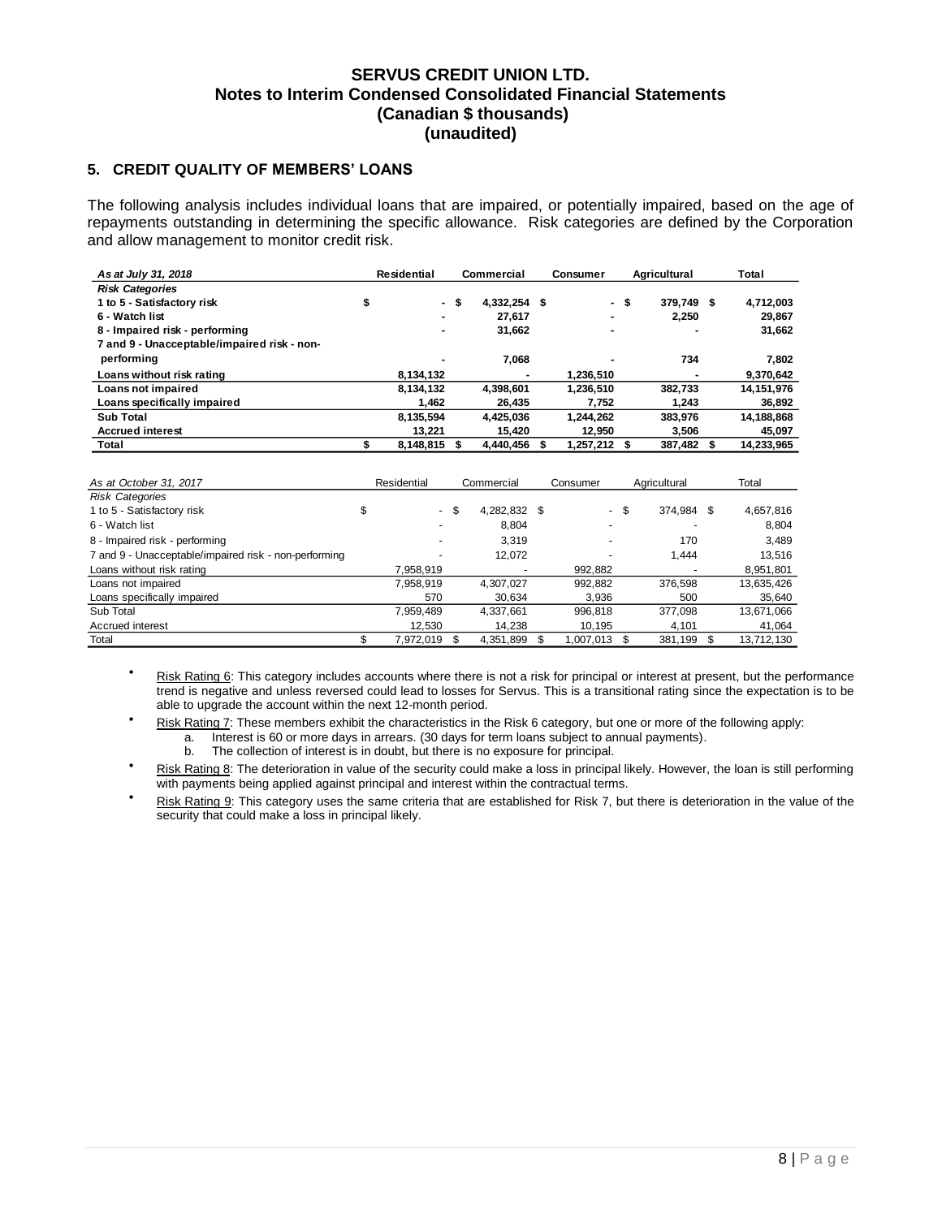# SERVUS CREDIT UNION LTD.
## Notes to Interim Condensed Consolidated Financial Statements
## (Canadian $ thousands)
## (unaudited)

### 5. CREDIT QUALITY OF MEMBERS' LOANS

The following analysis includes individual loans that are impaired, or potentially impaired, based on the age of repayments outstanding in determining the specific allowance. Risk categories are defined by the Corporation and allow management to monitor credit risk.

| ***As at July 31, 2018*** | **Residential** | **Commercial** | **Consumer** | **Agricultural** | **Total** |
|---|---|---|---|---|---|
| ***Risk Categories*** | | | | | |
| **1 to 5 - Satisfactory risk** | **$ -** | **$ 4,332,254** | **$ -** | **$ 379,749** | **$ 4,712,003** |
| **6 - Watch list** | **-** | **27,617** | **-** | **2,250** | **29,867** |
| **8 - Impaired risk - performing** | **-** | **31,662** | **-** | **-** | **31,662** |
| **7 and 9 - Unacceptable/impaired risk - non-performing** | **-** | **7,068** | **-** | **734** | **7,802** |
| **Loans without risk rating** | **8,134,132** | **-** | **1,236,510** | **-** | **9,370,642** |
| **Loans not impaired** | **8,134,132** | **4,398,601** | **1,236,510** | **382,733** | **14,151,976** |
| **Loans specifically impaired** | **1,462** | **26,435** | **7,752** | **1,243** | **36,892** |
| **Sub Total** | **8,135,594** | **4,425,036** | **1,244,262** | **383,976** | **14,188,868** |
| **Accrued interest** | **13,221** | **15,420** | **12,950** | **3,506** | **45,097** |
| **Total** | **$ 8,148,815** | **$ 4,440,456** | **$ 1,257,212** | **$ 387,482** | **$ 14,233,965** |

| *As at October 31, 2017* | Residential | Commercial | Consumer | Agricultural | Total |
|---|---|---|---|---|---|
| *Risk Categories* | | | | | |
| 1 to 5 - Satisfactory risk | $ - | $ 4,282,832 | $ - | $ 374,984 | $ 4,657,816 |
| 6 - Watch list | - | 8,804 | - | - | 8,804 |
| 8 - Impaired risk - performing | - | 3,319 | - | 170 | 3,489 |
| 7 and 9 - Unacceptable/impaired risk - non-performing | - | 12,072 | - | 1,444 | 13,516 |
| Loans without risk rating | 7,958,919 | - | 992,882 | - | 8,951,801 |
| Loans not impaired | 7,958,919 | 4,307,027 | 992,882 | 376,598 | 13,635,426 |
| Loans specifically impaired | 570 | 30,634 | 3,936 | 500 | 35,640 |
| Sub Total | 7,959,489 | 4,337,661 | 996,818 | 377,098 | 13,671,066 |
| Accrued interest | 12,530 | 14,238 | 10,195 | 4,101 | 41,064 |
| Total | $ 7,972,019 | $ 4,351,899 | $ 1,007,013 | $ 381,199 | $ 13,712,130 |

- Risk Rating 6: This category includes accounts where there is not a risk for principal or interest at present, but the performance trend is negative and unless reversed could lead to losses for Servus. This is a transitional rating since the expectation is to be able to upgrade the account within the next 12-month period.
- Risk Rating 7: These members exhibit the characteristics in the Risk 6 category, but one or more of the following apply:
    a. Interest is 60 or more days in arrears. (30 days for term loans subject to annual payments).
    b. The collection of interest is in doubt, but there is no exposure for principal.
- Risk Rating 8: The deterioration in value of the security could make a loss in principal likely. However, the loan is still performing with payments being applied against principal and interest within the contractual terms.
- Risk Rating 9: This category uses the same criteria that are established for Risk 7, but there is deterioration in the value of the security that could make a loss in principal likely.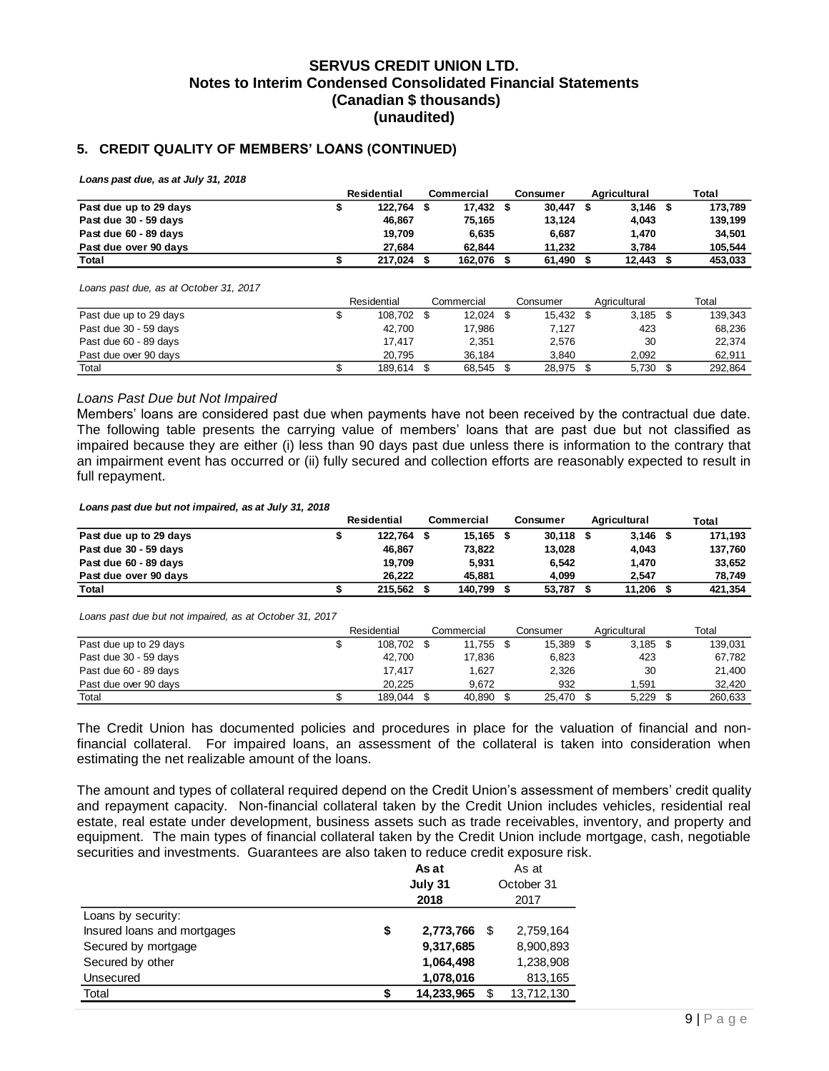# SERVUS CREDIT UNION LTD.
## Notes to Interim Condensed Consolidated Financial Statements
## (Canadian $ thousands)
## (unaudited)

### 5. CREDIT QUALITY OF MEMBERS' LOANS (CONTINUED)

***Loans past due, as at July 31, 2018***

| | Residential | Commercial | Consumer | Agricultural | Total |
|---|---|---|---|---|---|
| **Past due up to 29 days** | **$ 122,764** | **$ 17,432** | **$ 30,447** | **$ 3,146** | **$ 173,789** |
| **Past due 30 - 59 days** | **46,867** | **75,165** | **13,124** | **4,043** | **139,199** |
| **Past due 60 - 89 days** | **19,709** | **6,635** | **6,687** | **1,470** | **34,501** |
| **Past due over 90 days** | **27,684** | **62,844** | **11,232** | **3,784** | **105,544** |
| **Total** | **$ 217,024** | **$ 162,076** | **$ 61,490** | **$ 12,443** | **$ 453,033** |

*Loans past due, as at October 31, 2017*

| | Residential | Commercial | Consumer | Agricultural | Total |
|---|---|---|---|---|---|
| Past due up to 29 days | $ 108,702 | $ 12,024 | $ 15,432 | $ 3,185 | $ 139,343 |
| Past due 30 - 59 days | 42,700 | 17,986 | 7,127 | 423 | 68,236 |
| Past due 60 - 89 days | 17,417 | 2,351 | 2,576 | 30 | 22,374 |
| Past due over 90 days | 20,795 | 36,184 | 3,840 | 2,092 | 62,911 |
| Total | $ 189,614 | $ 68,545 | $ 28,975 | $ 5,730 | $ 292,864 |

*Loans Past Due but Not Impaired*

Members' loans are considered past due when payments have not been received by the contractual due date. The following table presents the carrying value of members' loans that are past due but not classified as impaired because they are either (i) less than 90 days past due unless there is information to the contrary that an impairment event has occurred or (ii) fully secured and collection efforts are reasonably expected to result in full repayment.

***Loans past due but not impaired, as at July 31, 2018***

| | Residential | Commercial | Consumer | Agricultural | Total |
|---|---|---|---|---|---|
| **Past due up to 29 days** | **$ 122,764** | **$ 15,165** | **$ 30,118** | **$ 3,146** | **$ 171,193** |
| **Past due 30 - 59 days** | **46,867** | **73,822** | **13,028** | **4,043** | **137,760** |
| **Past due 60 - 89 days** | **19,709** | **5,931** | **6,542** | **1,470** | **33,652** |
| **Past due over 90 days** | **26,222** | **45,881** | **4,099** | **2,547** | **78,749** |
| **Total** | **$ 215,562** | **$ 140,799** | **$ 53,787** | **$ 11,206** | **$ 421,354** |

*Loans past due but not impaired, as at October 31, 2017*

| | Residential | Commercial | Consumer | Agricultural | Total |
|---|---|---|---|---|---|
| Past due up to 29 days | $ 108,702 | $ 11,755 | $ 15,389 | $ 3,185 | $ 139,031 |
| Past due 30 - 59 days | 42,700 | 17,836 | 6,823 | 423 | 67,782 |
| Past due 60 - 89 days | 17,417 | 1,627 | 2,326 | 30 | 21,400 |
| Past due over 90 days | 20,225 | 9,672 | 932 | 1,591 | 32,420 |
| Total | $ 189,044 | $ 40,890 | $ 25,470 | $ 5,229 | $ 260,633 |

The Credit Union has documented policies and procedures in place for the valuation of financial and non-financial collateral. For impaired loans, an assessment of the collateral is taken into consideration when estimating the net realizable amount of the loans.

The amount and types of collateral required depend on the Credit Union's assessment of members' credit quality and repayment capacity. Non-financial collateral taken by the Credit Union includes vehicles, residential real estate, real estate under development, business assets such as trade receivables, inventory, and property and equipment. The main types of financial collateral taken by the Credit Union include mortgage, cash, negotiable securities and investments. Guarantees are also taken to reduce credit exposure risk.

| | **As at July 31 2018** | As at October 31 2017 |
|---|---|---|
| Loans by security: | | |
| Insured loans and mortgages | **$ 2,773,766** | $ 2,759,164 |
| Secured by mortgage | **9,317,685** | 8,900,893 |
| Secured by other | **1,064,498** | 1,238,908 |
| Unsecured | **1,078,016** | 813,165 |
| Total | **$ 14,233,965** | $ 13,712,130 |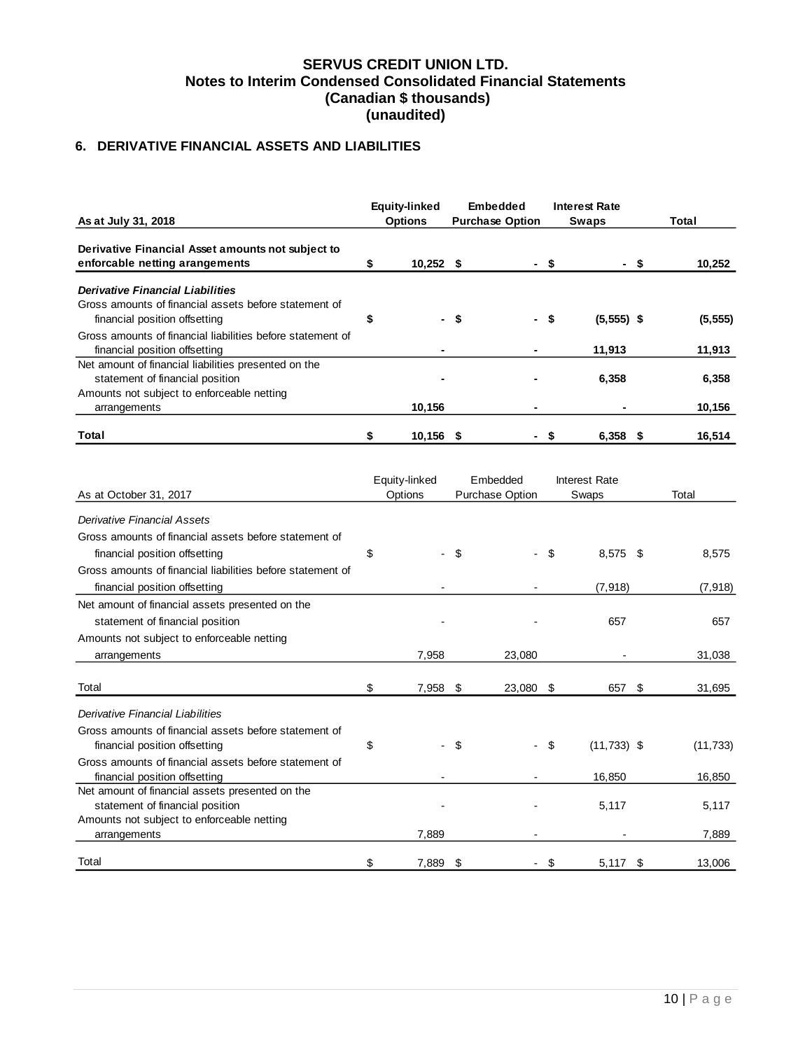## 6. DERIVATIVE FINANCIAL ASSETS AND LIABILITIES

| As at July 31, 2018 | Equity-linked Options | Embedded Purchase Option | Interest Rate Swaps | Total |
|---|---|---|---|---|
| **Derivative Financial Asset amounts not subject to enforcable netting arangements** | **$ 10,252** | **$ -** | **$ -** | **$ 10,252** |
| ***Derivative Financial Liabilities*** | | | | |
| Gross amounts of financial assets before statement of financial position offsetting | **$ -** | **$ -** | **$ (5,555)** | **$ (5,555)** |
| Gross amounts of financial liabilities before statement of financial position offsetting | **-** | **-** | **11,913** | **11,913** |
| Net amount of financial liabilities presented on the statement of financial position | **-** | **-** | **6,358** | **6,358** |
| Amounts not subject to enforceable netting arrangements | **10,156** | **-** | **-** | **10,156** |
| **Total** | **$ 10,156** | **$ -** | **$ 6,358** | **$ 16,514** |

| As at October 31, 2017 | Equity-linked Options | Embedded Purchase Option | Interest Rate Swaps | Total |
|---|---|---|---|---|
| *Derivative Financial Assets* | | | | |
| Gross amounts of financial assets before statement of financial position offsetting | $ - | $ - | $ 8,575 | $ 8,575 |
| Gross amounts of financial liabilities before statement of financial position offsetting | - | - | (7,918) | (7,918) |
| Net amount of financial assets presented on the statement of financial position | - | - | 657 | 657 |
| Amounts not subject to enforceable netting arrangements | 7,958 | 23,080 | - | 31,038 |
| Total | $ 7,958 | $ 23,080 | $ 657 | $ 31,695 |
| *Derivative Financial Liabilities* | | | | |
| Gross amounts of financial assets before statement of financial position offsetting | $ - | $ - | $ (11,733) | $ (11,733) |
| Gross amounts of financial assets before statement of financial position offsetting | - | - | 16,850 | 16,850 |
| Net amount of financial assets presented on the statement of financial position | - | - | 5,117 | 5,117 |
| Amounts not subject to enforceable netting arrangements | 7,889 | - | - | 7,889 |
| Total | $ 7,889 | $ - | $ 5,117 | $ 13,006 |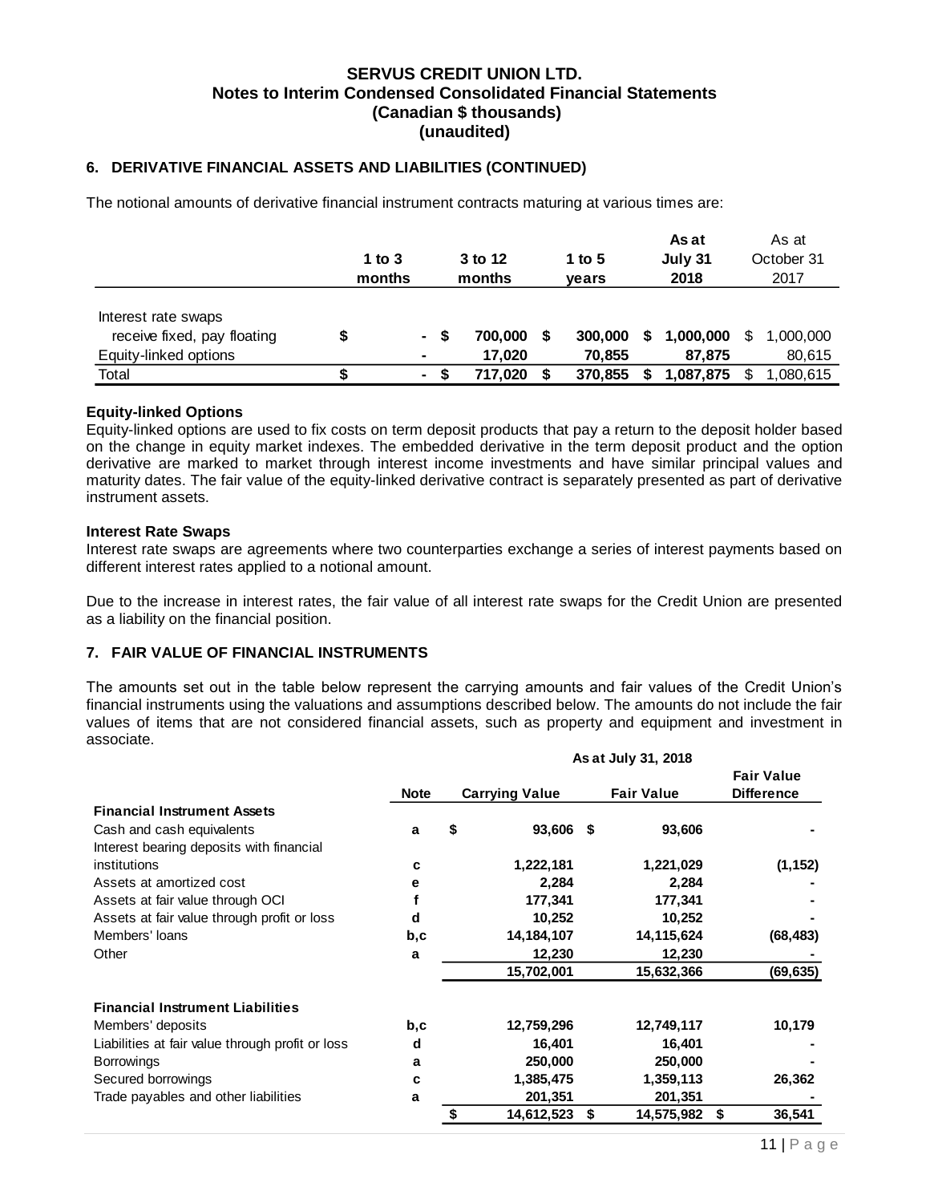# SERVUS CREDIT UNION LTD.
## Notes to Interim Condensed Consolidated Financial Statements
## (Canadian $ thousands)
## (unaudited)

### 6. DERIVATIVE FINANCIAL ASSETS AND LIABILITIES (CONTINUED)

The notional amounts of derivative financial instrument contracts maturing at various times are:

| | 1 to 3 months | 3 to 12 months | 1 to 5 years | As at July 31 2018 | As at October 31 2017 |
|---|---|---|---|---|---|
| Interest rate swaps | | | | | |
| receive fixed, pay floating | $ - | $ 700,000 | $ 300,000 | $ 1,000,000 | $ 1,000,000 |
| Equity-linked options | - | 17,020 | 70,855 | 87,875 | 80,615 |
| Total | $ - | $ 717,020 | $ 370,855 | $ 1,087,875 | $ 1,080,615 |

**Equity-linked Options**

Equity-linked options are used to fix costs on term deposit products that pay a return to the deposit holder based on the change in equity market indexes. The embedded derivative in the term deposit product and the option derivative are marked to market through interest income investments and have similar principal values and maturity dates. The fair value of the equity-linked derivative contract is separately presented as part of derivative instrument assets.

**Interest Rate Swaps**

Interest rate swaps are agreements where two counterparties exchange a series of interest payments based on different interest rates applied to a notional amount.

Due to the increase in interest rates, the fair value of all interest rate swaps for the Credit Union are presented as a liability on the financial position.

### 7. FAIR VALUE OF FINANCIAL INSTRUMENTS

The amounts set out in the table below represent the carrying amounts and fair values of the Credit Union's financial instruments using the valuations and assumptions described below. The amounts do not include the fair values of items that are not considered financial assets, such as property and equipment and investment in associate.

| | | As at July 31, 2018 | | |
|---|---|---|---|---|
| | Note | Carrying Value | Fair Value | Fair Value Difference |
| **Financial Instrument Assets** | | | | |
| Cash and cash equivalents | a | $ 93,606 | $ 93,606 | - |
| Interest bearing deposits with financial institutions | c | 1,222,181 | 1,221,029 | (1,152) |
| Assets at amortized cost | e | 2,284 | 2,284 | - |
| Assets at fair value through OCI | f | 177,341 | 177,341 | - |
| Assets at fair value through profit or loss | d | 10,252 | 10,252 | - |
| Members' loans | b,c | 14,184,107 | 14,115,624 | (68,483) |
| Other | a | 12,230 | 12,230 | - |
| | | 15,702,001 | 15,632,366 | (69,635) |
| **Financial Instrument Liabilities** | | | | |
| Members' deposits | b,c | 12,759,296 | 12,749,117 | 10,179 |
| Liabilities at fair value through profit or loss | d | 16,401 | 16,401 | - |
| Borrowings | a | 250,000 | 250,000 | - |
| Secured borrowings | c | 1,385,475 | 1,359,113 | 26,362 |
| Trade payables and other liabilities | a | 201,351 | 201,351 | - |
| | | $ 14,612,523 | $ 14,575,982 | $ 36,541 |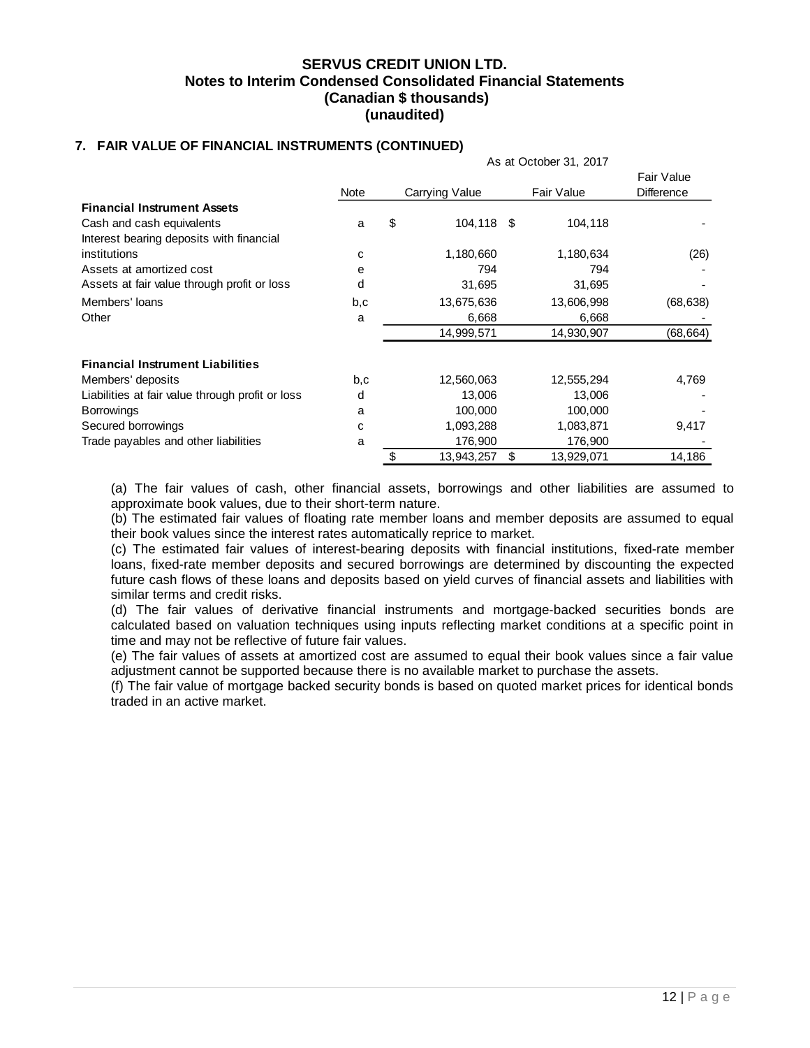**SERVUS CREDIT UNION LTD.**
**Notes to Interim Condensed Consolidated Financial Statements**
**(Canadian $ thousands)**
**(unaudited)**

## 7. FAIR VALUE OF FINANCIAL INSTRUMENTS (CONTINUED)

| | Note | Carrying Value | Fair Value | Fair Value Difference |
|---|---|---|---|---|
| | | As at October 31, 2017 | | |
| **Financial Instrument Assets** | | | | |
| Cash and cash equivalents | a | $ 104,118 | $ 104,118 | - |
| Interest bearing deposits with financial institutions | c | 1,180,660 | 1,180,634 | (26) |
| Assets at amortized cost | e | 794 | 794 | - |
| Assets at fair value through profit or loss | d | 31,695 | 31,695 | - |
| Members' loans | b,c | 13,675,636 | 13,606,998 | (68,638) |
| Other | a | 6,668 | 6,668 | - |
| | | 14,999,571 | 14,930,907 | (68,664) |
| **Financial Instrument Liabilities** | | | | |
| Members' deposits | b,c | 12,560,063 | 12,555,294 | 4,769 |
| Liabilities at fair value through profit or loss | d | 13,006 | 13,006 | - |
| Borrowings | a | 100,000 | 100,000 | - |
| Secured borrowings | c | 1,093,288 | 1,083,871 | 9,417 |
| Trade payables and other liabilities | a | 176,900 | 176,900 | - |
| | | $ 13,943,257 | $ 13,929,071 | 14,186 |

(a) The fair values of cash, other financial assets, borrowings and other liabilities are assumed to approximate book values, due to their short-term nature.
(b) The estimated fair values of floating rate member loans and member deposits are assumed to equal their book values since the interest rates automatically reprice to market.
(c) The estimated fair values of interest-bearing deposits with financial institutions, fixed-rate member loans, fixed-rate member deposits and secured borrowings are determined by discounting the expected future cash flows of these loans and deposits based on yield curves of financial assets and liabilities with similar terms and credit risks.
(d) The fair values of derivative financial instruments and mortgage-backed securities bonds are calculated based on valuation techniques using inputs reflecting market conditions at a specific point in time and may not be reflective of future fair values.
(e) The fair values of assets at amortized cost are assumed to equal their book values since a fair value adjustment cannot be supported because there is no available market to purchase the assets.
(f) The fair value of mortgage backed security bonds is based on quoted market prices for identical bonds traded in an active market.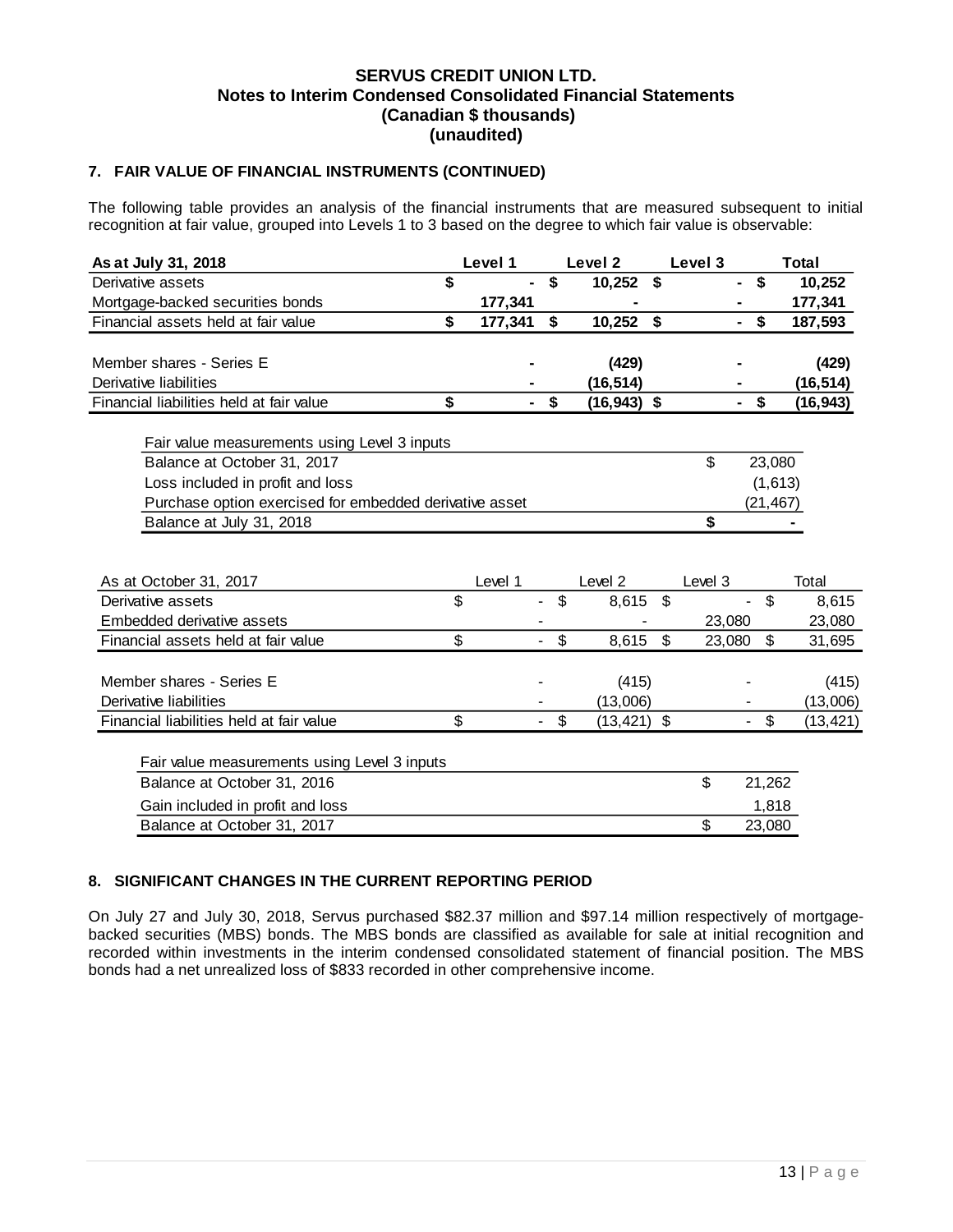**SERVUS CREDIT UNION LTD.**
**Notes to Interim Condensed Consolidated Financial Statements**
**(Canadian $ thousands)**
**(unaudited)**

## 7. FAIR VALUE OF FINANCIAL INSTRUMENTS (CONTINUED)

The following table provides an analysis of the financial instruments that are measured subsequent to initial recognition at fair value, grouped into Levels 1 to 3 based on the degree to which fair value is observable:

| **As at July 31, 2018** | **Level 1** | **Level 2** | **Level 3** | **Total** |
|---|---|---|---|---|
| Derivative assets | **$ -** | **$ 10,252** | **$ -** | **$ 10,252** |
| Mortgage-backed securities bonds | **177,341** | **-** | **-** | **177,341** |
| Financial assets held at fair value | **$ 177,341** | **$ 10,252** | **$ -** | **$ 187,593** |
| | | | | |
| Member shares - Series E | **-** | **(429)** | **-** | **(429)** |
| Derivative liabilities | **-** | **(16,514)** | **-** | **(16,514)** |
| Financial liabilities held at fair value | **$ -** | **$ (16,943)** | **$ -** | **$ (16,943)** |

| Fair value measurements using Level 3 inputs | |
|---|---|
| Balance at October 31, 2017 | $ 23,080 |
| Loss included in profit and loss | (1,613) |
| Purchase option exercised for embedded derivative asset | (21,467) |
| Balance at July 31, 2018 | **$ -** |

| As at October 31, 2017 | Level 1 | Level 2 | Level 3 | Total |
|---|---|---|---|---|
| Derivative assets | $ - | $ 8,615 | $ - | $ 8,615 |
| Embedded derivative assets | - | - | 23,080 | 23,080 |
| Financial assets held at fair value | $ - | $ 8,615 | $ 23,080 | $ 31,695 |
| | | | | |
| Member shares - Series E | - | (415) | - | (415) |
| Derivative liabilities | - | (13,006) | - | (13,006) |
| Financial liabilities held at fair value | $ - | $ (13,421) | $ - | $ (13,421) |

| Fair value measurements using Level 3 inputs | |
|---|---|
| Balance at October 31, 2016 | $ 21,262 |
| Gain included in profit and loss | 1,818 |
| Balance at October 31, 2017 | $ 23,080 |

## 8. SIGNIFICANT CHANGES IN THE CURRENT REPORTING PERIOD

On July 27 and July 30, 2018, Servus purchased $82.37 million and $97.14 million respectively of mortgage-backed securities (MBS) bonds. The MBS bonds are classified as available for sale at initial recognition and recorded within investments in the interim condensed consolidated statement of financial position. The MBS bonds had a net unrealized loss of $833 recorded in other comprehensive income.